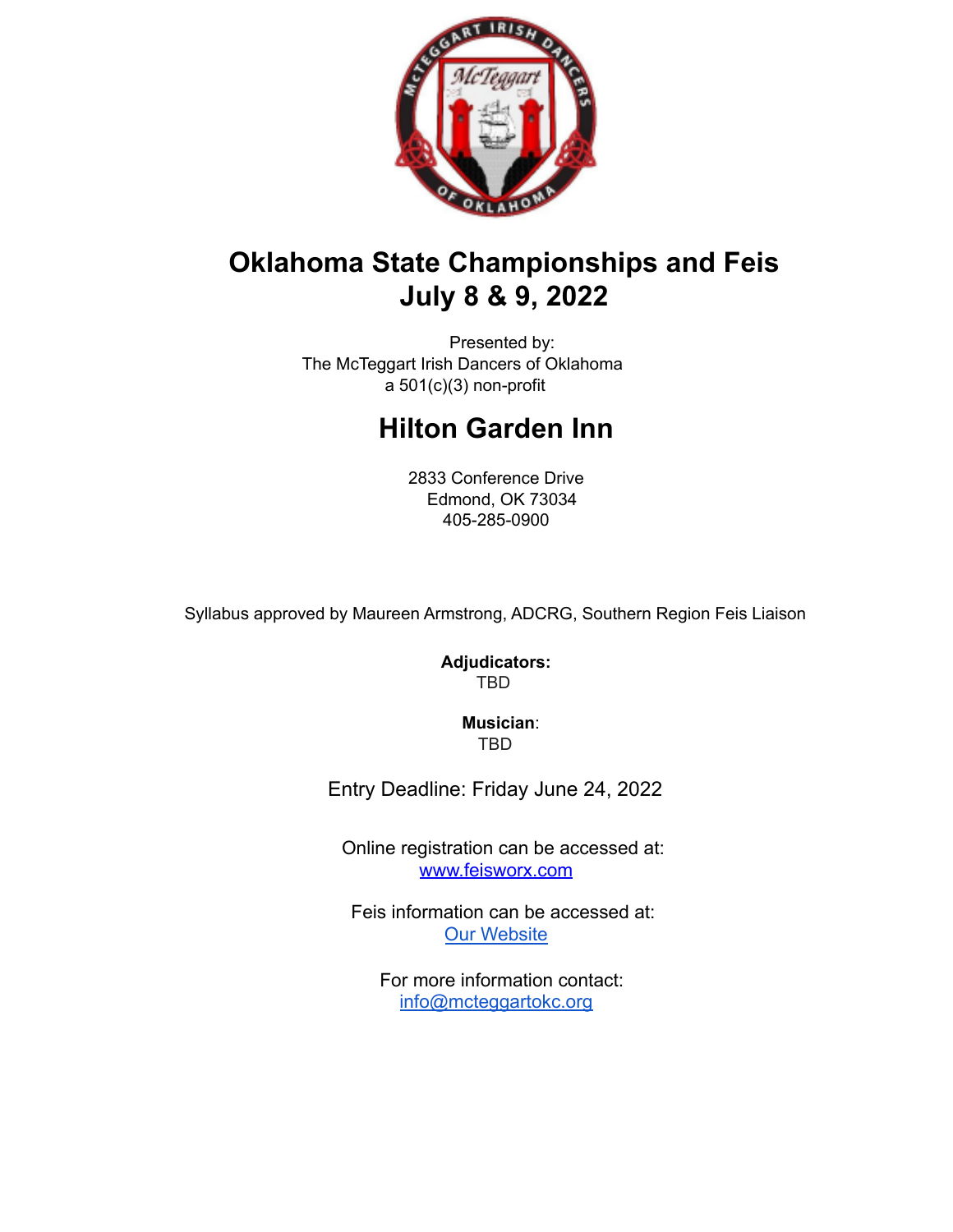# Oklahoma State Championships and Feis
# July 8 & 9, 2022

Presented by:
The McTeggart Irish Dancers of Oklahoma
a 501(c)(3) non-profit

## Hilton Garden Inn

2833 Conference Drive
Edmond, OK 73034
405-285-0900

Syllabus approved by Maureen Armstrong, ADCRG, Southern Region Feis Liaison

**Adjudicators:**
TBD

**Musician**:
TBD

Entry Deadline: Friday June 24, 2022

Online registration can be accessed at:
www.feisworx.com

Feis information can be accessed at:
Our Website

For more information contact:
info@mcteggartokc.org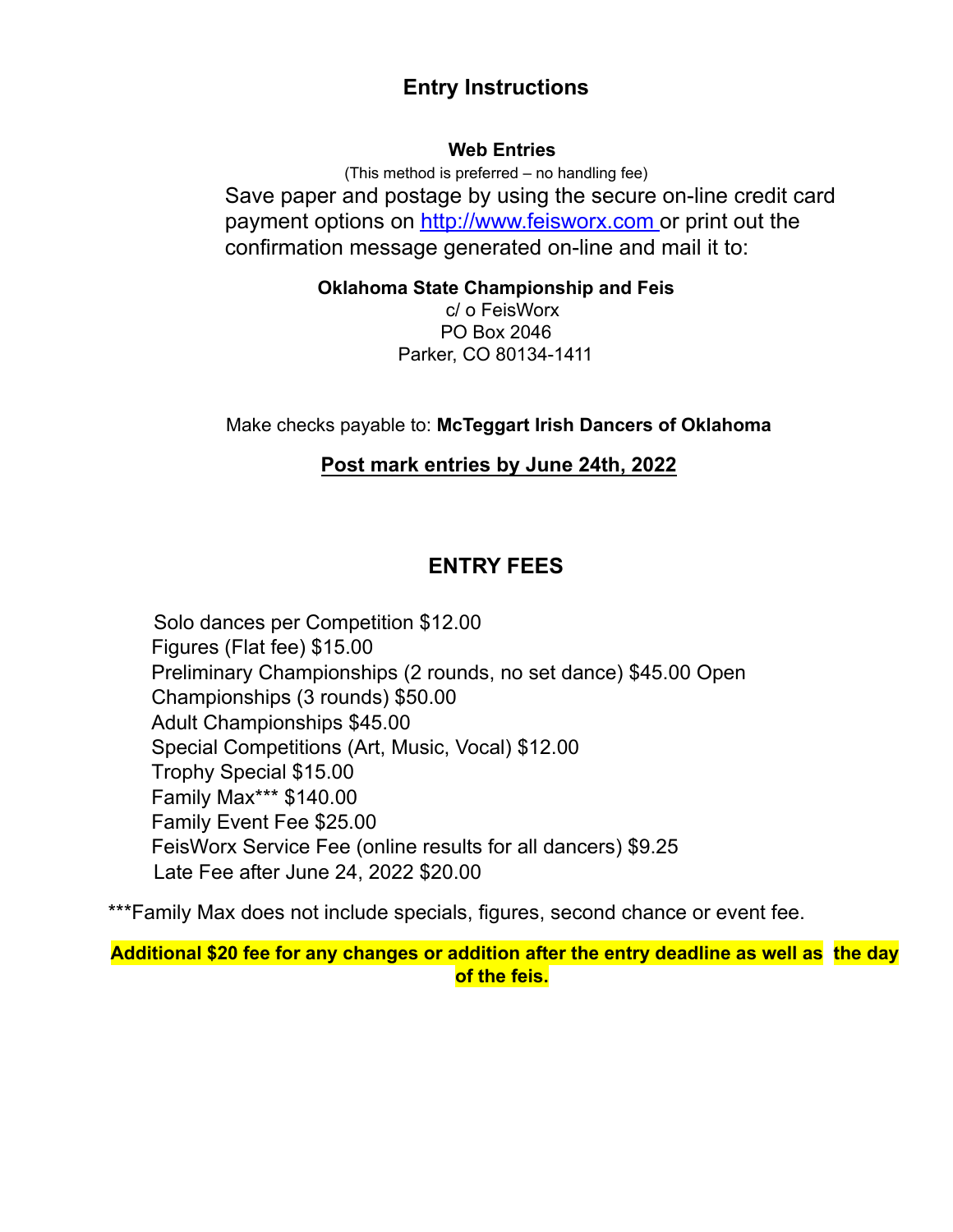## Entry Instructions

**Web Entries**

(This method is preferred – no handling fee)

Save paper and postage by using the secure on-line credit card payment options on http://www.feisworx.com or print out the confirmation message generated on-line and mail it to:

**Oklahoma State Championship and Feis**
c/ o FeisWorx
PO Box 2046
Parker, CO 80134-1411

Make checks payable to: **McTeggart Irish Dancers of Oklahoma**

**Post mark entries by June 24th, 2022**

## ENTRY FEES

Solo dances per Competition $12.00
Figures (Flat fee) $15.00
Preliminary Championships (2 rounds, no set dance) $45.00
Open Championships (3 rounds) $50.00
Adult Championships $45.00
Special Competitions (Art, Music, Vocal) $12.00
Trophy Special $15.00
Family Max*** $140.00
Family Event Fee $25.00
FeisWorx Service Fee (online results for all dancers) $9.25
Late Fee after June 24, 2022 $20.00

***Family Max does not include specials, figures, second chance or event fee.

**Additional $20 fee for any changes or addition after the entry deadline as well as the day of the feis.**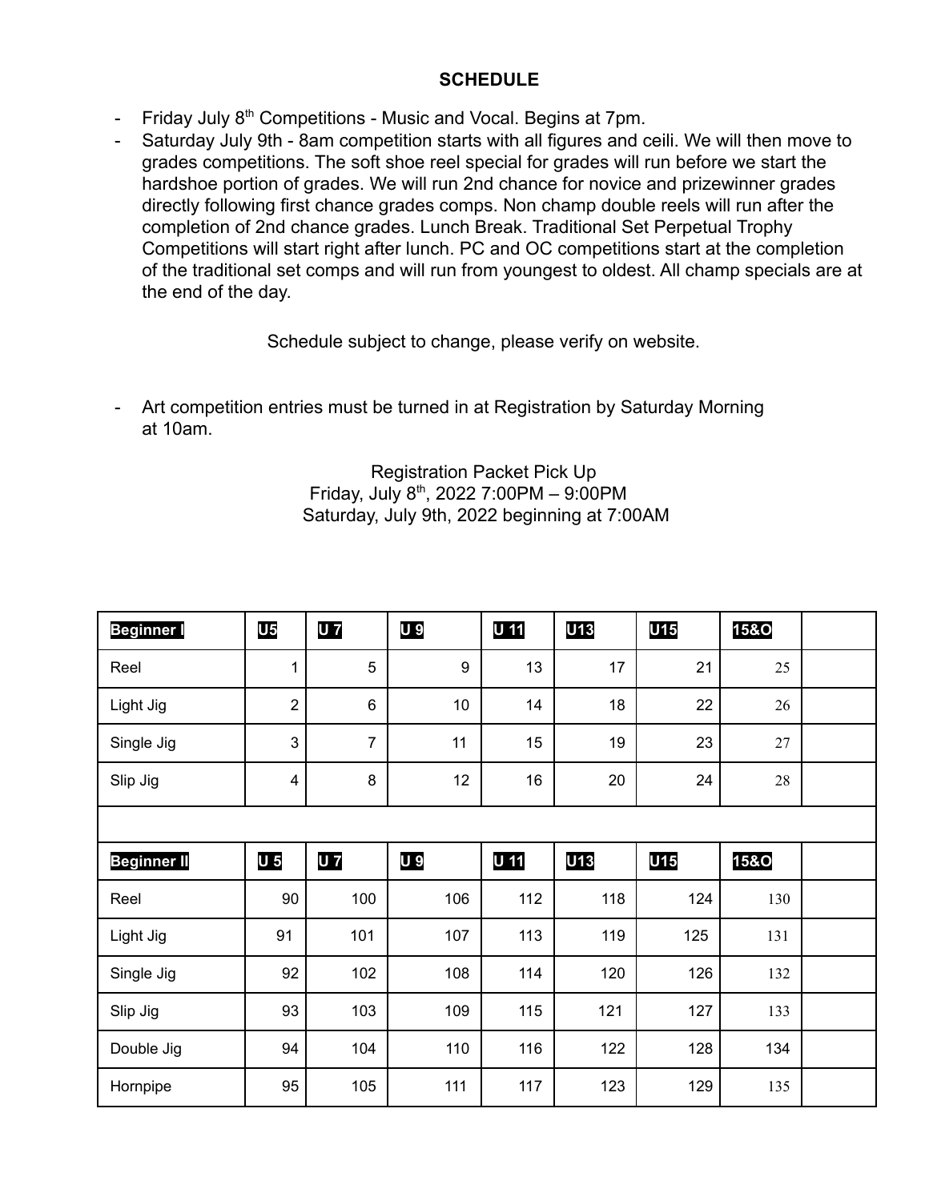## SCHEDULE

- Friday July 8th Competitions - Music and Vocal. Begins at 7pm.
- Saturday July 9th - 8am competition starts with all figures and ceili. We will then move to grades competitions. The soft shoe reel special for grades will run before we start the hardshoe portion of grades. We will run 2nd chance for novice and prizewinner grades directly following first chance grades comps. Non champ double reels will run after the completion of 2nd chance grades. Lunch Break. Traditional Set Perpetual Trophy Competitions will start right after lunch. PC and OC competitions start at the completion of the traditional set comps and will run from youngest to oldest. All champ specials are at the end of the day.

Schedule subject to change, please verify on website.

- Art competition entries must be turned in at Registration by Saturday Morning at 10am.

Registration Packet Pick Up
Friday, July 8th, 2022 7:00PM – 9:00PM
Saturday, July 9th, 2022 beginning at 7:00AM

| Beginner I | U5 | U 7 | U 9 | U 11 | U13 | U15 | 15&O | |
|---|---|---|---|---|---|---|---|---|
| Reel | 1 | 5 | 9 | 13 | 17 | 21 | 25 | |
| Light Jig | 2 | 6 | 10 | 14 | 18 | 22 | 26 | |
| Single Jig | 3 | 7 | 11 | 15 | 19 | 23 | 27 | |
| Slip Jig | 4 | 8 | 12 | 16 | 20 | 24 | 28 | |
| | | | | | | | | |
| **Beginner II** | **U 5** | **U 7** | **U 9** | **U 11** | **U13** | **U15** | **15&O** | |
| Reel | 90 | 100 | 106 | 112 | 118 | 124 | 130 | |
| Light Jig | 91 | 101 | 107 | 113 | 119 | 125 | 131 | |
| Single Jig | 92 | 102 | 108 | 114 | 120 | 126 | 132 | |
| Slip Jig | 93 | 103 | 109 | 115 | 121 | 127 | 133 | |
| Double Jig | 94 | 104 | 110 | 116 | 122 | 128 | 134 | |
| Hornpipe | 95 | 105 | 111 | 117 | 123 | 129 | 135 | |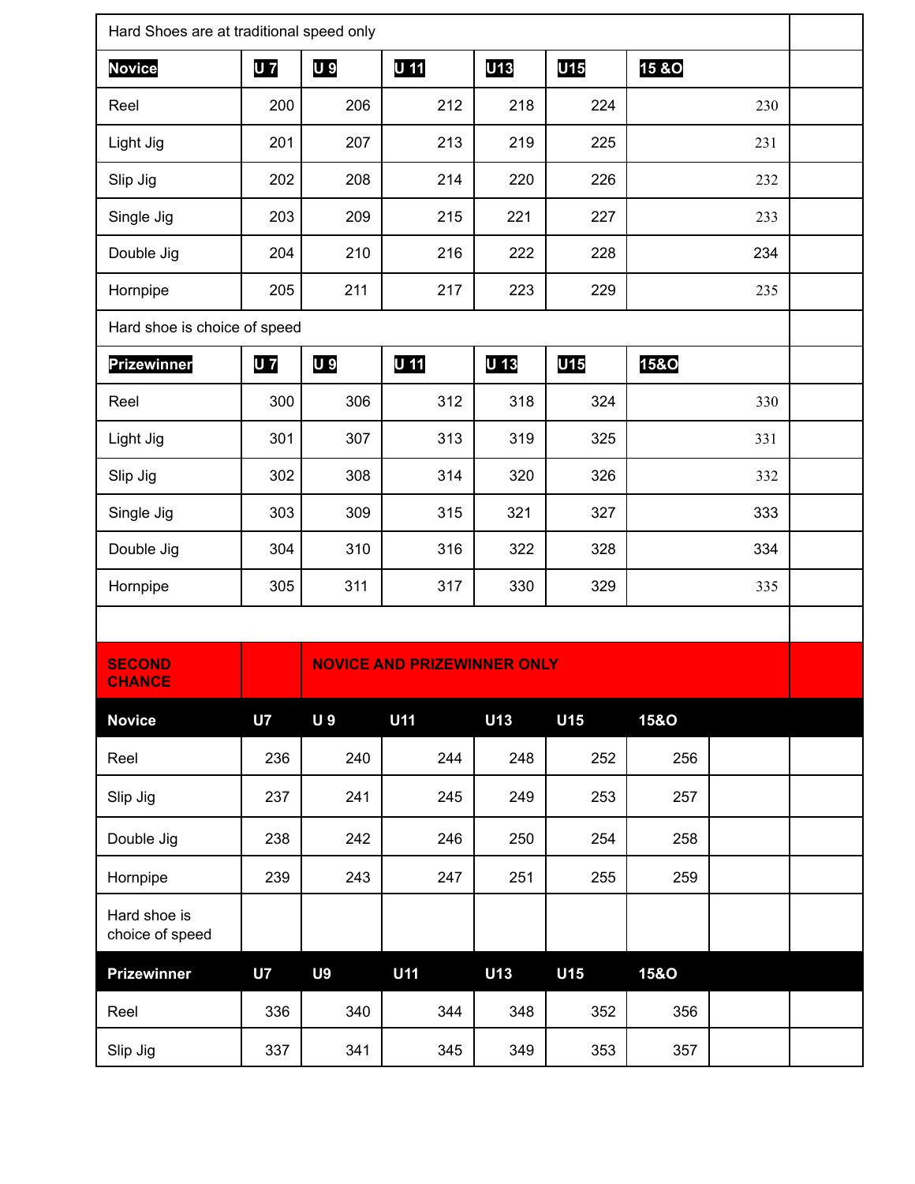| Hard Shoes are at traditional speed only | | | | | | | |
|---|---|---|---|---|---|---|---|
| **Novice** | **U 7** | **U 9** | **U 11** | **U13** | **U15** | **15 &O** | |
| Reel | 200 | 206 | 212 | 218 | 224 | 230 | |
| Light Jig | 201 | 207 | 213 | 219 | 225 | 231 | |
| Slip Jig | 202 | 208 | 214 | 220 | 226 | 232 | |
| Single Jig | 203 | 209 | 215 | 221 | 227 | 233 | |
| Double Jig | 204 | 210 | 216 | 222 | 228 | 234 | |
| Hornpipe | 205 | 211 | 217 | 223 | 229 | 235 | |
| Hard shoe is choice of speed | | | | | | | |
| **Prizewinner** | **U 7** | **U 9** | **U 11** | **U 13** | **U15** | **15&O** | |
| Reel | 300 | 306 | 312 | 318 | 324 | 330 | |
| Light Jig | 301 | 307 | 313 | 319 | 325 | 331 | |
| Slip Jig | 302 | 308 | 314 | 320 | 326 | 332 | |
| Single Jig | 303 | 309 | 315 | 321 | 327 | 333 | |
| Double Jig | 304 | 310 | 316 | 322 | 328 | 334 | |
| Hornpipe | 305 | 311 | 317 | 330 | 329 | 335 | |

| **SECOND CHANCE** | | **NOVICE AND PRIZEWINNER ONLY** | | | | | | |
|---|---|---|---|---|---|---|---|---|
| **Novice** | **U7** | **U 9** | **U11** | **U13** | **U15** | **15&O** | | |
| Reel | 236 | 240 | 244 | 248 | 252 | 256 | | |
| Slip Jig | 237 | 241 | 245 | 249 | 253 | 257 | | |
| Double Jig | 238 | 242 | 246 | 250 | 254 | 258 | | |
| Hornpipe | 239 | 243 | 247 | 251 | 255 | 259 | | |
| Hard shoe is choice of speed | | | | | | | | |
| **Prizewinner** | **U7** | **U9** | **U11** | **U13** | **U15** | **15&O** | | |
| Reel | 336 | 340 | 344 | 348 | 352 | 356 | | |
| Slip Jig | 337 | 341 | 345 | 349 | 353 | 357 | | |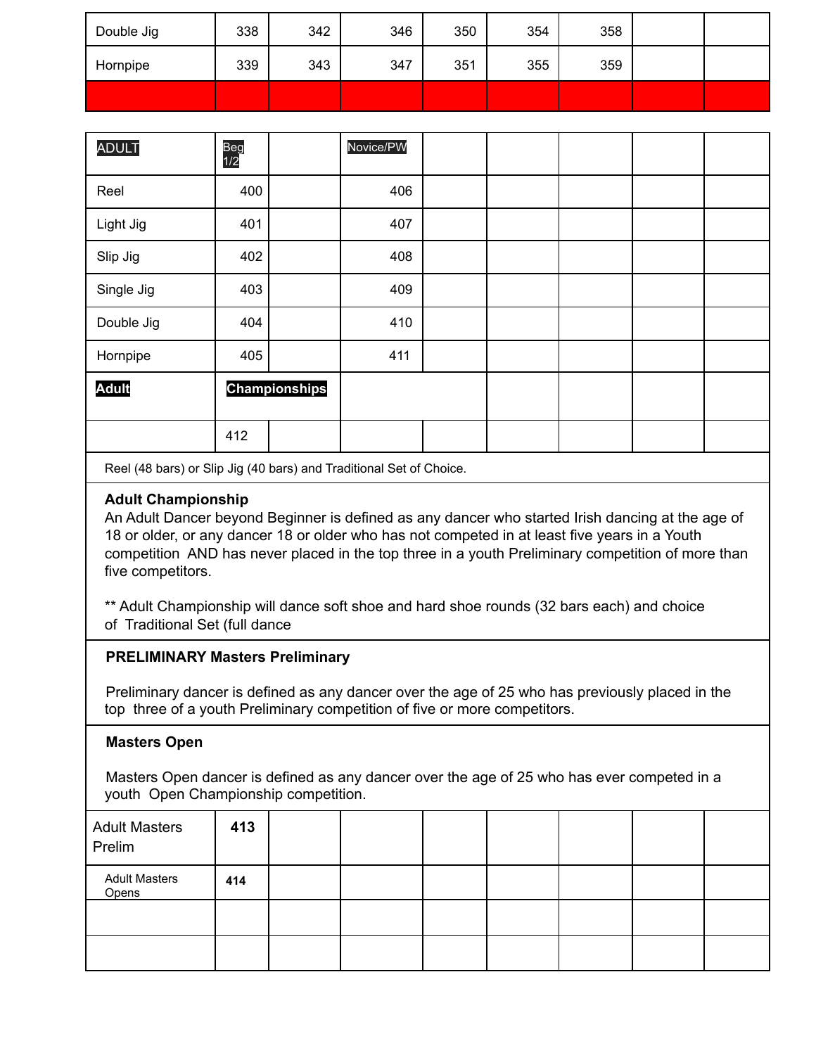| | | | | | | | | |
|---|---|---|---|---|---|---|---|---|
| Double Jig | 338 | 342 | 346 | 350 | 354 | 358 | | |
| Hornpipe | 339 | 343 | 347 | 351 | 355 | 359 | | |
| | | | | | | | | |

| ADULT | Beg 1/2 | | Novice/PW | | | | | |
|---|---|---|---|---|---|---|---|---|
| Reel | 400 | | 406 | | | | | |
| Light Jig | 401 | | 407 | | | | | |
| Slip Jig | 402 | | 408 | | | | | |
| Single Jig | 403 | | 409 | | | | | |
| Double Jig | 404 | | 410 | | | | | |
| Hornpipe | 405 | | 411 | | | | | |
| **Adult** | **Championships** | | | | | | | |
| | 412 | | | | | | | |

Reel (48 bars) or Slip Jig (40 bars) and Traditional Set of Choice.

**Adult Championship**

An Adult Dancer beyond Beginner is defined as any dancer who started Irish dancing at the age of 18 or older, or any dancer 18 or older who has not competed in at least five years in a Youth competition AND has never placed in the top three in a youth Preliminary competition of more than five competitors.

** Adult Championship will dance soft shoe and hard shoe rounds (32 bars each) and choice of Traditional Set (full dance

**PRELIMINARY Masters Preliminary**

Preliminary dancer is defined as any dancer over the age of 25 who has previously placed in the top three of a youth Preliminary competition of five or more competitors.

**Masters Open**

Masters Open dancer is defined as any dancer over the age of 25 who has ever competed in a youth Open Championship competition.

| | | | | | | | | |
|---|---|---|---|---|---|---|---|---|
| Adult Masters Prelim | **413** | | | | | | | |
| Adult Masters Opens | **414** | | | | | | | |
| | | | | | | | | |
| | | | | | | | | |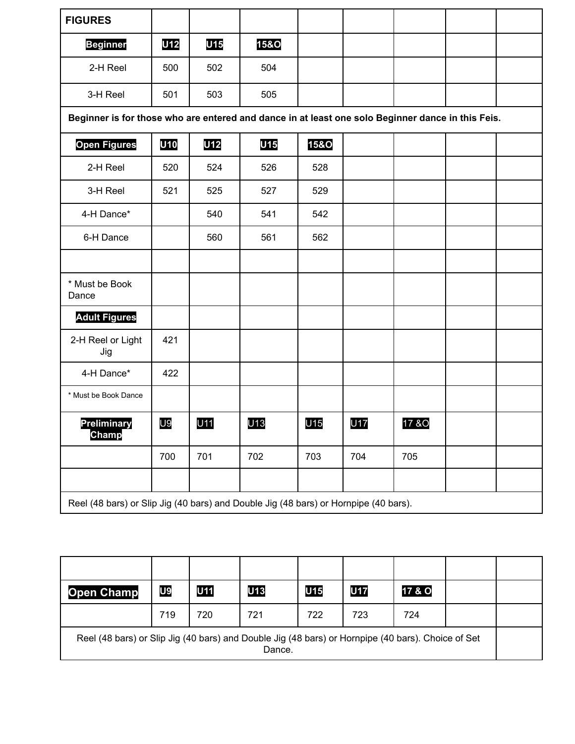| FIGURES | | | | | | | | |
|---|---|---|---|---|---|---|---|---|
| **Beginner** | **U12** | **U15** | **15&O** | | | | | |
| 2-H Reel | 500 | 502 | 504 | | | | | |
| 3-H Reel | 501 | 503 | 505 | | | | | |
| **Beginner is for those who are entered and dance in at least one solo Beginner dance in this Feis.** | | | | | | | | |
| **Open Figures** | **U10** | **U12** | **U15** | **15&O** | | | | |
| 2-H Reel | 520 | 524 | 526 | 528 | | | | |
| 3-H Reel | 521 | 525 | 527 | 529 | | | | |
| 4-H Dance* | | 540 | 541 | 542 | | | | |
| 6-H Dance | | 560 | 561 | 562 | | | | |
| | | | | | | | | |
| * Must be Book Dance | | | | | | | | |
| **Adult Figures** | | | | | | | | |
| 2-H Reel or Light Jig | 421 | | | | | | | |
| 4-H Dance* | 422 | | | | | | | |
| * Must be Book Dance | | | | | | | | |
| **Preliminary Champ** | U9 | U11 | U13 | U15 | U17 | 17 &O | | |
| | 700 | 701 | 702 | 703 | 704 | 705 | | |
| | | | | | | | | |
| Reel (48 bars) or Slip Jig (40 bars) and Double Jig (48 bars) or Hornpipe (40 bars). | | | | | | | | |

| | | | | | | | | |
|---|---|---|---|---|---|---|---|---|
| **Open Champ** | **U9** | **U11** | **U13** | **U15** | **U17** | **17 & O** | | |
| | 719 | 720 | 721 | 722 | 723 | 724 | | |
| Reel (48 bars) or Slip Jig (40 bars) and Double Jig (48 bars) or Hornpipe (40 bars). Choice of Set Dance. | | | | | | | | |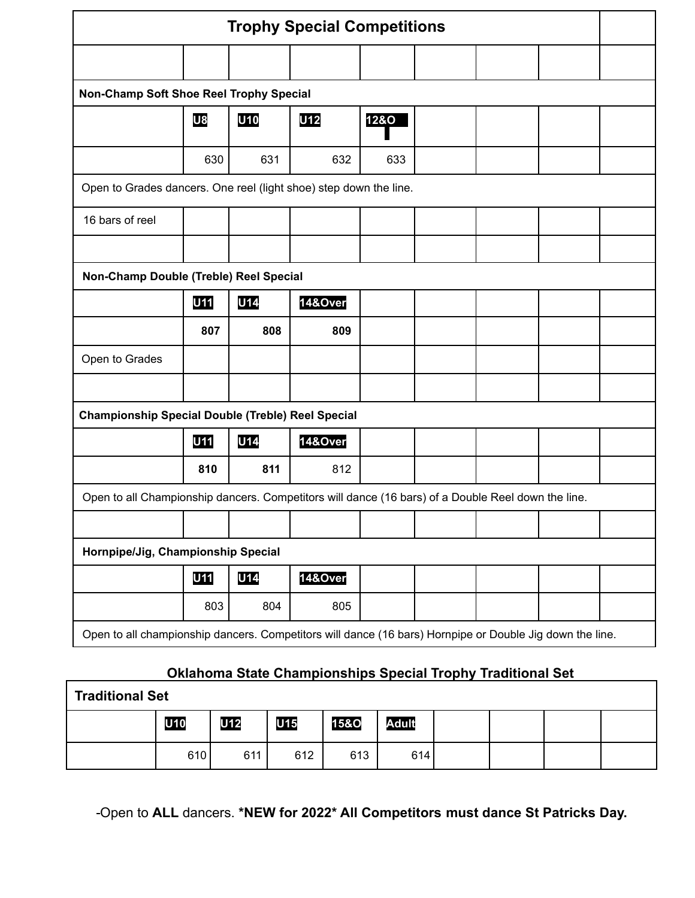| Trophy Special Competitions | | | | | | | | |
|---|---|---|---|---|---|---|---|---|
| | | | | | | | | |
| **Non-Champ Soft Shoe Reel Trophy Special** | | | | | | | | |
| | **U8** | **U10** | **U12** | **12&O** | | | | |
| | 630 | 631 | 632 | 633 | | | | |
| Open to Grades dancers. One reel (light shoe) step down the line. | | | | | | | | |
| 16 bars of reel | | | | | | | | |
| | | | | | | | | |
| **Non-Champ Double (Treble) Reel Special** | | | | | | | | |
| | **U11** | **U14** | **14&Over** | | | | | |
| | **807** | **808** | **809** | | | | | |
| Open to Grades | | | | | | | | |
| | | | | | | | | |
| **Championship Special Double (Treble) Reel Special** | | | | | | | | |
| | **U11** | **U14** | **14&Over** | | | | | |
| | **810** | **811** | 812 | | | | | |
| Open to all Championship dancers. Competitors will dance (16 bars) of a Double Reel down the line. | | | | | | | | |
| | | | | | | | | |
| **Hornpipe/Jig, Championship Special** | | | | | | | | |
| | **U11** | **U14** | **14&Over** | | | | | |
| | 803 | 804 | 805 | | | | | |
| Open to all championship dancers. Competitors will dance (16 bars) Hornpipe or Double Jig down the line. | | | | | | | | |

## Oklahoma State Championships Special Trophy Traditional Set

| Traditional Set | | | | | | | | | |
|---|---|---|---|---|---|---|---|---|---|
| | **U10** | **U12** | **U15** | **15&O** | **Adult** | | | | |
| | 610 | 611 | 612 | 613 | 614 | | | | |

-Open to **ALL** dancers. **\*NEW for 2022\* All Competitors must dance St Patricks Day.**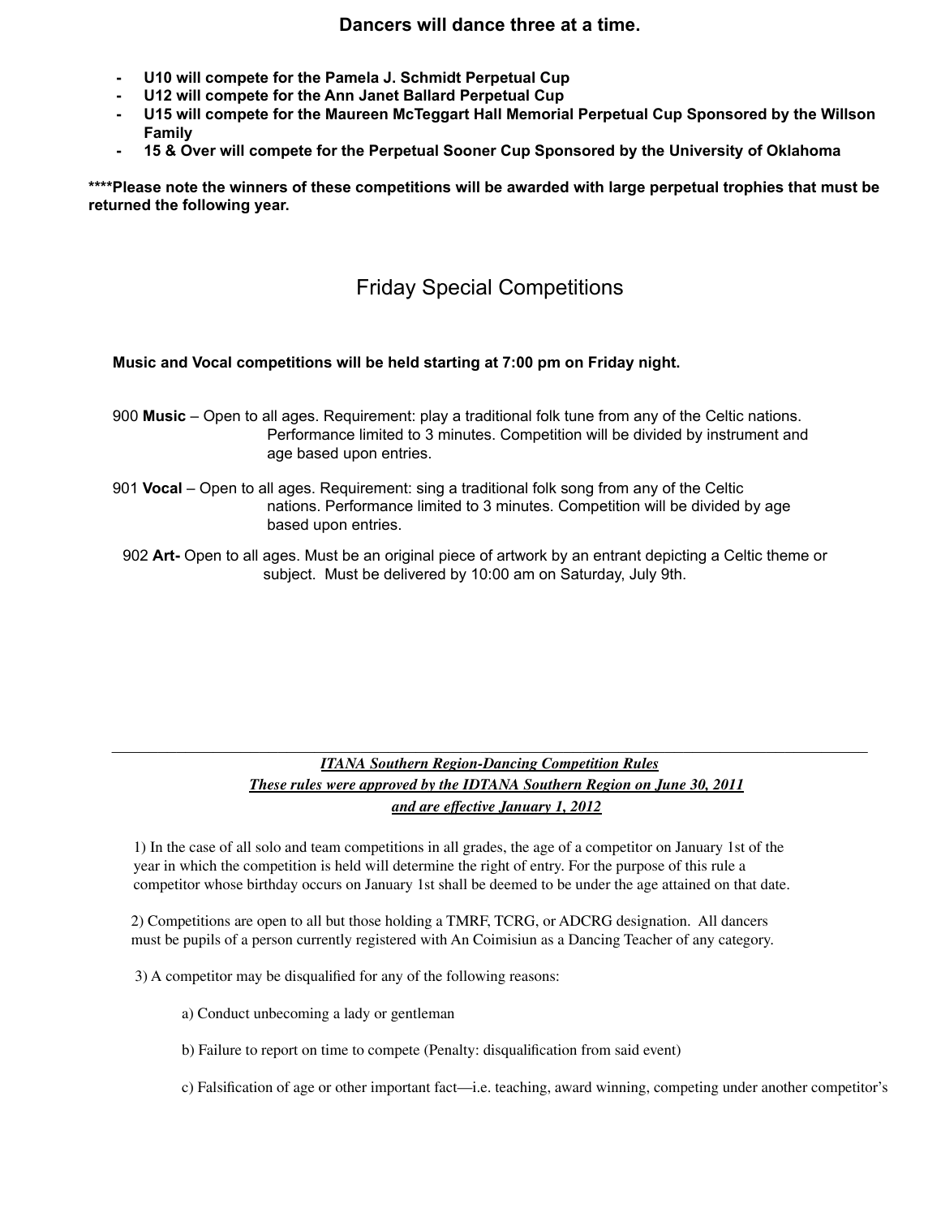**Dancers will dance three at a time.**

- **U10 will compete for the Pamela J. Schmidt Perpetual Cup**
- **U12 will compete for the Ann Janet Ballard Perpetual Cup**
- **U15 will compete for the Maureen McTeggart Hall Memorial Perpetual Cup Sponsored by the Willson Family**
- **15 & Over will compete for the Perpetual Sooner Cup Sponsored by the University of Oklahoma**

**\*\*\*\*Please note the winners of these competitions will be awarded with large perpetual trophies that must be returned the following year.**

## Friday Special Competitions

**Music and Vocal competitions will be held starting at 7:00 pm on Friday night.**

900 **Music** – Open to all ages. Requirement: play a traditional folk tune from any of the Celtic nations. Performance limited to 3 minutes. Competition will be divided by instrument and age based upon entries.

901 **Vocal** – Open to all ages. Requirement: sing a traditional folk song from any of the Celtic nations. Performance limited to 3 minutes. Competition will be divided by age based upon entries.

902 **Art-** Open to all ages. Must be an original piece of artwork by an entrant depicting a Celtic theme or subject. Must be delivered by 10:00 am on Saturday, July 9th.

---

***ITANA Southern Region-Dancing Competition Rules***
***These rules were approved by the IDTANA Southern Region on June 30, 2011***
***and are effective January 1, 2012***

1) In the case of all solo and team competitions in all grades, the age of a competitor on January 1st of the year in which the competition is held will determine the right of entry. For the purpose of this rule a competitor whose birthday occurs on January 1st shall be deemed to be under the age attained on that date.

2) Competitions are open to all but those holding a TMRF, TCRG, or ADCRG designation. All dancers must be pupils of a person currently registered with An Coimisiun as a Dancing Teacher of any category.

3) A competitor may be disqualified for any of the following reasons:

a) Conduct unbecoming a lady or gentleman

b) Failure to report on time to compete (Penalty: disqualification from said event)

c) Falsification of age or other important fact—i.e. teaching, award winning, competing under another competitor's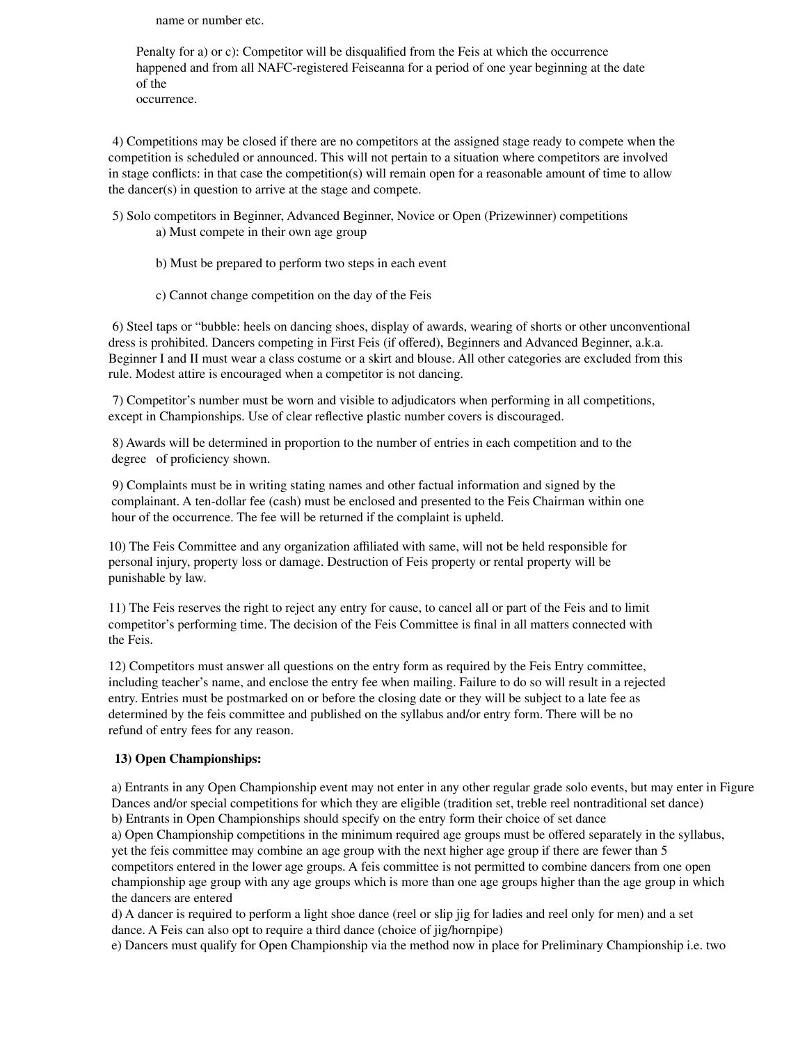name or number etc.

Penalty for a) or c): Competitor will be disqualified from the Feis at which the occurrence happened and from all NAFC-registered Feiseanna for a period of one year beginning at the date of the occurrence.

4) Competitions may be closed if there are no competitors at the assigned stage ready to compete when the competition is scheduled or announced. This will not pertain to a situation where competitors are involved in stage conflicts: in that case the competition(s) will remain open for a reasonable amount of time to allow the dancer(s) in question to arrive at the stage and compete.

5) Solo competitors in Beginner, Advanced Beginner, Novice or Open (Prizewinner) competitions
   a) Must compete in their own age group

   b) Must be prepared to perform two steps in each event

   c) Cannot change competition on the day of the Feis

6) Steel taps or "bubble: heels on dancing shoes, display of awards, wearing of shorts or other unconventional dress is prohibited. Dancers competing in First Feis (if offered), Beginners and Advanced Beginner, a.k.a. Beginner I and II must wear a class costume or a skirt and blouse. All other categories are excluded from this rule. Modest attire is encouraged when a competitor is not dancing.

7) Competitor's number must be worn and visible to adjudicators when performing in all competitions, except in Championships. Use of clear reflective plastic number covers is discouraged.

8) Awards will be determined in proportion to the number of entries in each competition and to the degree of proficiency shown.

9) Complaints must be in writing stating names and other factual information and signed by the complainant. A ten-dollar fee (cash) must be enclosed and presented to the Feis Chairman within one hour of the occurrence. The fee will be returned if the complaint is upheld.

10) The Feis Committee and any organization affiliated with same, will not be held responsible for personal injury, property loss or damage. Destruction of Feis property or rental property will be punishable by law.

11) The Feis reserves the right to reject any entry for cause, to cancel all or part of the Feis and to limit competitor's performing time. The decision of the Feis Committee is final in all matters connected with the Feis.

12) Competitors must answer all questions on the entry form as required by the Feis Entry committee, including teacher's name, and enclose the entry fee when mailing. Failure to do so will result in a rejected entry. Entries must be postmarked on or before the closing date or they will be subject to a late fee as determined by the feis committee and published on the syllabus and/or entry form. There will be no refund of entry fees for any reason.

**13) Open Championships:**

a) Entrants in any Open Championship event may not enter in any other regular grade solo events, but may enter in Figure Dances and/or special competitions for which they are eligible (tradition set, treble reel nontraditional set dance)
b) Entrants in Open Championships should specify on the entry form their choice of set dance
a) Open Championship competitions in the minimum required age groups must be offered separately in the syllabus, yet the feis committee may combine an age group with the next higher age group if there are fewer than 5 competitors entered in the lower age groups. A feis committee is not permitted to combine dancers from one open championship age group with any age groups which is more than one age groups higher than the age group in which the dancers are entered
d) A dancer is required to perform a light shoe dance (reel or slip jig for ladies and reel only for men) and a set dance. A Feis can also opt to require a third dance (choice of jig/hornpipe)
e) Dancers must qualify for Open Championship via the method now in place for Preliminary Championship i.e. two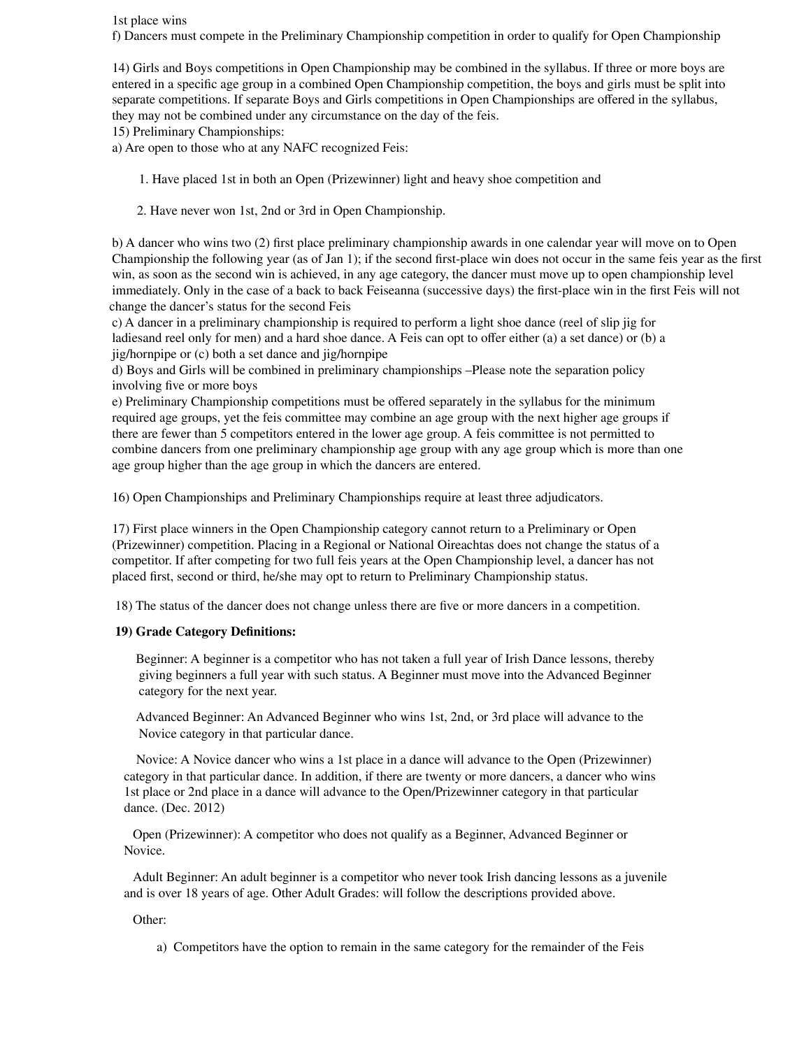1st place wins

f) Dancers must compete in the Preliminary Championship competition in order to qualify for Open Championship

14) Girls and Boys competitions in Open Championship may be combined in the syllabus. If three or more boys are entered in a specific age group in a combined Open Championship competition, the boys and girls must be split into separate competitions. If separate Boys and Girls competitions in Open Championships are offered in the syllabus, they may not be combined under any circumstance on the day of the feis.

15) Preliminary Championships:

a) Are open to those who at any NAFC recognized Feis:

1. Have placed 1st in both an Open (Prizewinner) light and heavy shoe competition and

2. Have never won 1st, 2nd or 3rd in Open Championship.

b) A dancer who wins two (2) first place preliminary championship awards in one calendar year will move on to Open Championship the following year (as of Jan 1); if the second first-place win does not occur in the same feis year as the first win, as soon as the second win is achieved, in any age category, the dancer must move up to open championship level immediately. Only in the case of a back to back Feiseanna (successive days) the first-place win in the first Feis will not change the dancer's status for the second Feis

c) A dancer in a preliminary championship is required to perform a light shoe dance (reel of slip jig for ladiesand reel only for men) and a hard shoe dance. A Feis can opt to offer either (a) a set dance) or (b) a jig/hornpipe or (c) both a set dance and jig/hornpipe

d) Boys and Girls will be combined in preliminary championships –Please note the separation policy involving five or more boys

e) Preliminary Championship competitions must be offered separately in the syllabus for the minimum required age groups, yet the feis committee may combine an age group with the next higher age groups if there are fewer than 5 competitors entered in the lower age group. A feis committee is not permitted to combine dancers from one preliminary championship age group with any age group which is more than one age group higher than the age group in which the dancers are entered.

16) Open Championships and Preliminary Championships require at least three adjudicators.

17) First place winners in the Open Championship category cannot return to a Preliminary or Open (Prizewinner) competition. Placing in a Regional or National Oireachtas does not change the status of a competitor. If after competing for two full feis years at the Open Championship level, a dancer has not placed first, second or third, he/she may opt to return to Preliminary Championship status.

18) The status of the dancer does not change unless there are five or more dancers in a competition.

**19) Grade Category Definitions:**

Beginner: A beginner is a competitor who has not taken a full year of Irish Dance lessons, thereby giving beginners a full year with such status. A Beginner must move into the Advanced Beginner category for the next year.

Advanced Beginner: An Advanced Beginner who wins 1st, 2nd, or 3rd place will advance to the Novice category in that particular dance.

Novice: A Novice dancer who wins a 1st place in a dance will advance to the Open (Prizewinner) category in that particular dance. In addition, if there are twenty or more dancers, a dancer who wins 1st place or 2nd place in a dance will advance to the Open/Prizewinner category in that particular dance. (Dec. 2012)

Open (Prizewinner): A competitor who does not qualify as a Beginner, Advanced Beginner or Novice.

Adult Beginner: An adult beginner is a competitor who never took Irish dancing lessons as a juvenile and is over 18 years of age. Other Adult Grades: will follow the descriptions provided above.

Other:

a) Competitors have the option to remain in the same category for the remainder of the Feis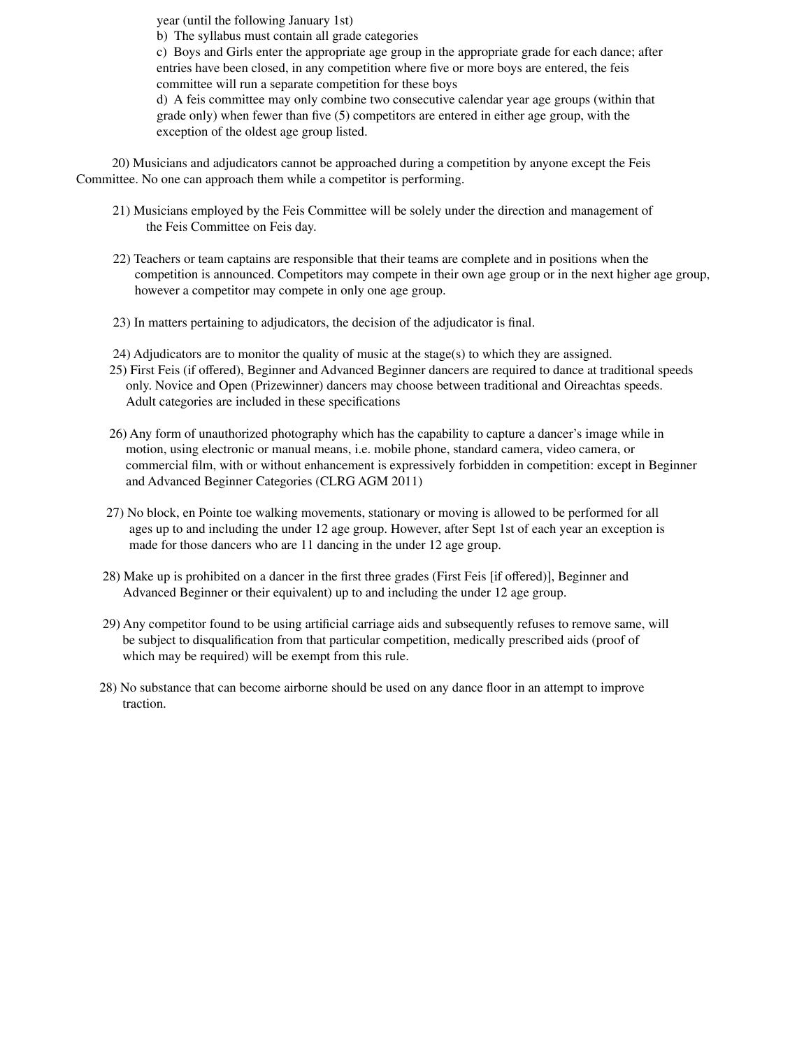year (until the following January 1st)

b) The syllabus must contain all grade categories

c) Boys and Girls enter the appropriate age group in the appropriate grade for each dance; after entries have been closed, in any competition where five or more boys are entered, the feis committee will run a separate competition for these boys

d) A feis committee may only combine two consecutive calendar year age groups (within that grade only) when fewer than five (5) competitors are entered in either age group, with the exception of the oldest age group listed.

20) Musicians and adjudicators cannot be approached during a competition by anyone except the Feis Committee. No one can approach them while a competitor is performing.

21) Musicians employed by the Feis Committee will be solely under the direction and management of the Feis Committee on Feis day.

22) Teachers or team captains are responsible that their teams are complete and in positions when the competition is announced. Competitors may compete in their own age group or in the next higher age group, however a competitor may compete in only one age group.

23) In matters pertaining to adjudicators, the decision of the adjudicator is final.

24) Adjudicators are to monitor the quality of music at the stage(s) to which they are assigned.

25) First Feis (if offered), Beginner and Advanced Beginner dancers are required to dance at traditional speeds only. Novice and Open (Prizewinner) dancers may choose between traditional and Oireachtas speeds. Adult categories are included in these specifications

26) Any form of unauthorized photography which has the capability to capture a dancer's image while in motion, using electronic or manual means, i.e. mobile phone, standard camera, video camera, or commercial film, with or without enhancement is expressively forbidden in competition: except in Beginner and Advanced Beginner Categories (CLRG AGM 2011)

27) No block, en Pointe toe walking movements, stationary or moving is allowed to be performed for all ages up to and including the under 12 age group. However, after Sept 1st of each year an exception is made for those dancers who are 11 dancing in the under 12 age group.

28) Make up is prohibited on a dancer in the first three grades (First Feis [if offered)], Beginner and Advanced Beginner or their equivalent) up to and including the under 12 age group.

29) Any competitor found to be using artificial carriage aids and subsequently refuses to remove same, will be subject to disqualification from that particular competition, medically prescribed aids (proof of which may be required) will be exempt from this rule.

28) No substance that can become airborne should be used on any dance floor in an attempt to improve traction.